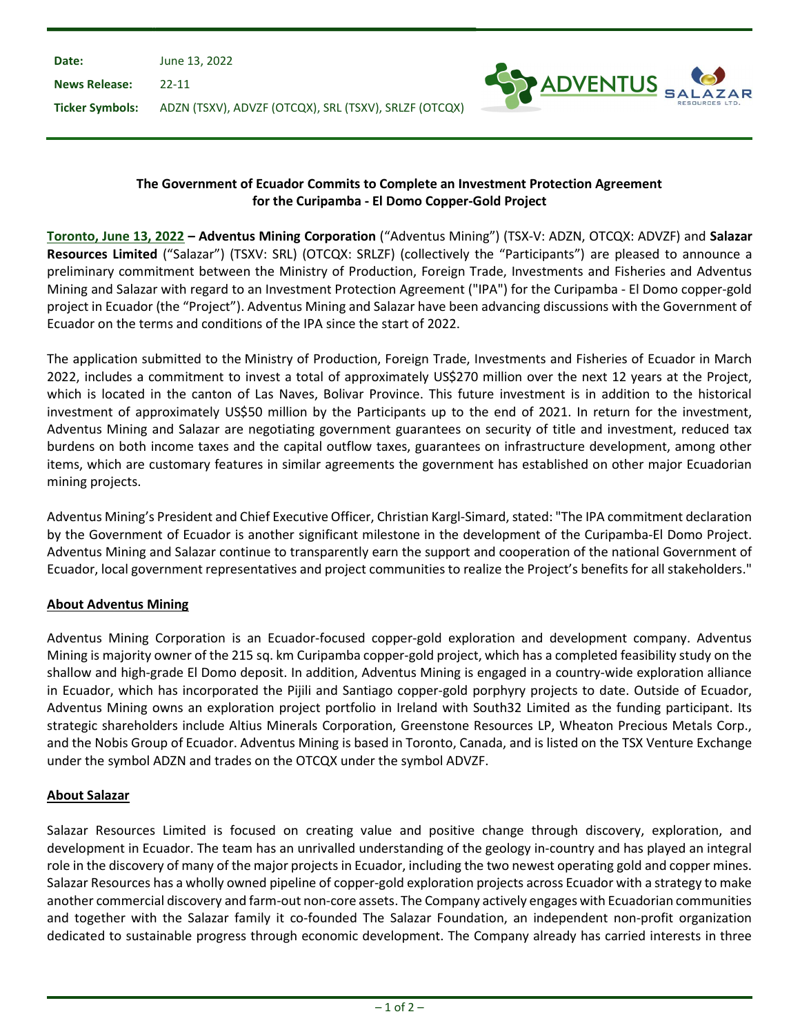| | |
|---|---|
| **Date:** | June 13, 2022 |
| **News Release:** | 22-11 |
| **Ticker Symbols:** | ADZN (TSXV), ADVZF (OTCQX), SRL (TSXV), SRLZF (OTCQX) |

## The Government of Ecuador Commits to Complete an Investment Protection Agreement for the Curipamba - El Domo Copper-Gold Project

**Toronto, June 13, 2022 – Adventus Mining Corporation** ("Adventus Mining") (TSX-V: ADZN, OTCQX: ADVZF) and **Salazar Resources Limited** ("Salazar") (TSXV: SRL) (OTCQX: SRLZF) (collectively the "Participants") are pleased to announce a preliminary commitment between the Ministry of Production, Foreign Trade, Investments and Fisheries and Adventus Mining and Salazar with regard to an Investment Protection Agreement ("IPA") for the Curipamba - El Domo copper-gold project in Ecuador (the "Project"). Adventus Mining and Salazar have been advancing discussions with the Government of Ecuador on the terms and conditions of the IPA since the start of 2022.

The application submitted to the Ministry of Production, Foreign Trade, Investments and Fisheries of Ecuador in March 2022, includes a commitment to invest a total of approximately US$270 million over the next 12 years at the Project, which is located in the canton of Las Naves, Bolivar Province. This future investment is in addition to the historical investment of approximately US$50 million by the Participants up to the end of 2021. In return for the investment, Adventus Mining and Salazar are negotiating government guarantees on security of title and investment, reduced tax burdens on both income taxes and the capital outflow taxes, guarantees on infrastructure development, among other items, which are customary features in similar agreements the government has established on other major Ecuadorian mining projects.

Adventus Mining's President and Chief Executive Officer, Christian Kargl-Simard, stated: "The IPA commitment declaration by the Government of Ecuador is another significant milestone in the development of the Curipamba-El Domo Project. Adventus Mining and Salazar continue to transparently earn the support and cooperation of the national Government of Ecuador, local government representatives and project communities to realize the Project's benefits for all stakeholders."

### About Adventus Mining

Adventus Mining Corporation is an Ecuador-focused copper-gold exploration and development company. Adventus Mining is majority owner of the 215 sq. km Curipamba copper-gold project, which has a completed feasibility study on the shallow and high-grade El Domo deposit. In addition, Adventus Mining is engaged in a country-wide exploration alliance in Ecuador, which has incorporated the Pijili and Santiago copper-gold porphyry projects to date. Outside of Ecuador, Adventus Mining owns an exploration project portfolio in Ireland with South32 Limited as the funding participant. Its strategic shareholders include Altius Minerals Corporation, Greenstone Resources LP, Wheaton Precious Metals Corp., and the Nobis Group of Ecuador. Adventus Mining is based in Toronto, Canada, and is listed on the TSX Venture Exchange under the symbol ADZN and trades on the OTCQX under the symbol ADVZF.

### About Salazar

Salazar Resources Limited is focused on creating value and positive change through discovery, exploration, and development in Ecuador. The team has an unrivalled understanding of the geology in-country and has played an integral role in the discovery of many of the major projects in Ecuador, including the two newest operating gold and copper mines. Salazar Resources has a wholly owned pipeline of copper-gold exploration projects across Ecuador with a strategy to make another commercial discovery and farm-out non-core assets. The Company actively engages with Ecuadorian communities and together with the Salazar family it co-founded The Salazar Foundation, an independent non-profit organization dedicated to sustainable progress through economic development. The Company already has carried interests in three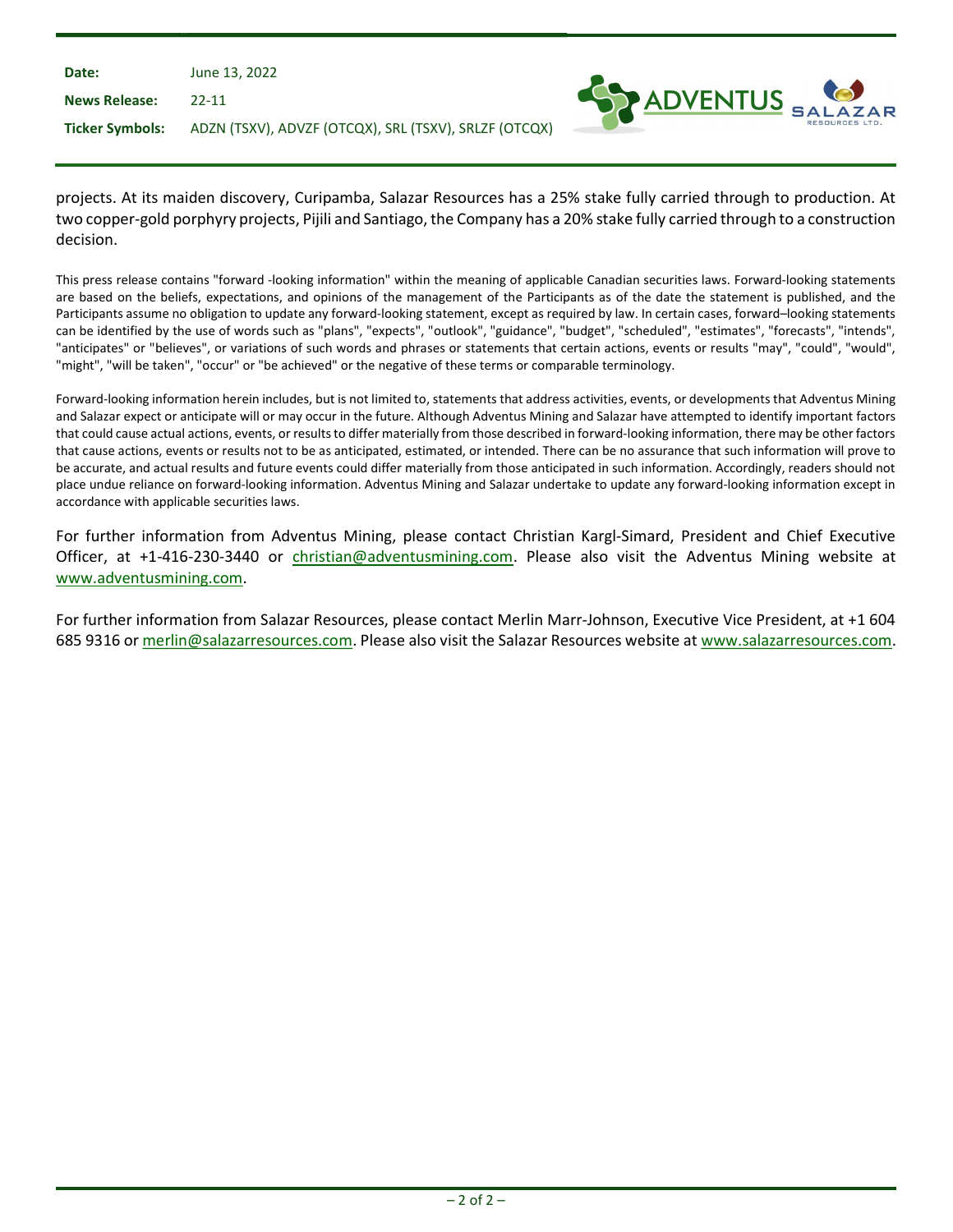projects. At its maiden discovery, Curipamba, Salazar Resources has a 25% stake fully carried through to production. At two copper-gold porphyry projects, Pijili and Santiago, the Company has a 20% stake fully carried through to a construction decision.

This press release contains "forward -looking information" within the meaning of applicable Canadian securities laws. Forward-looking statements are based on the beliefs, expectations, and opinions of the management of the Participants as of the date the statement is published, and the Participants assume no obligation to update any forward-looking statement, except as required by law. In certain cases, forward–looking statements can be identified by the use of words such as "plans", "expects", "outlook", "guidance", "budget", "scheduled", "estimates", "forecasts", "intends", "anticipates" or "believes", or variations of such words and phrases or statements that certain actions, events or results "may", "could", "would", "might", "will be taken", "occur" or "be achieved" or the negative of these terms or comparable terminology.

Forward-looking information herein includes, but is not limited to, statements that address activities, events, or developments that Adventus Mining and Salazar expect or anticipate will or may occur in the future. Although Adventus Mining and Salazar have attempted to identify important factors that could cause actual actions, events, or results to differ materially from those described in forward-looking information, there may be other factors that cause actions, events or results not to be as anticipated, estimated, or intended. There can be no assurance that such information will prove to be accurate, and actual results and future events could differ materially from those anticipated in such information. Accordingly, readers should not place undue reliance on forward-looking information. Adventus Mining and Salazar undertake to update any forward-looking information except in accordance with applicable securities laws.

For further information from Adventus Mining, please contact Christian Kargl-Simard, President and Chief Executive Officer, at +1-416-230-3440 or christian@adventusmining.com. Please also visit the Adventus Mining website at www.adventusmining.com.

For further information from Salazar Resources, please contact Merlin Marr-Johnson, Executive Vice President, at +1 604 685 9316 or merlin@salazarresources.com. Please also visit the Salazar Resources website at www.salazarresources.com.